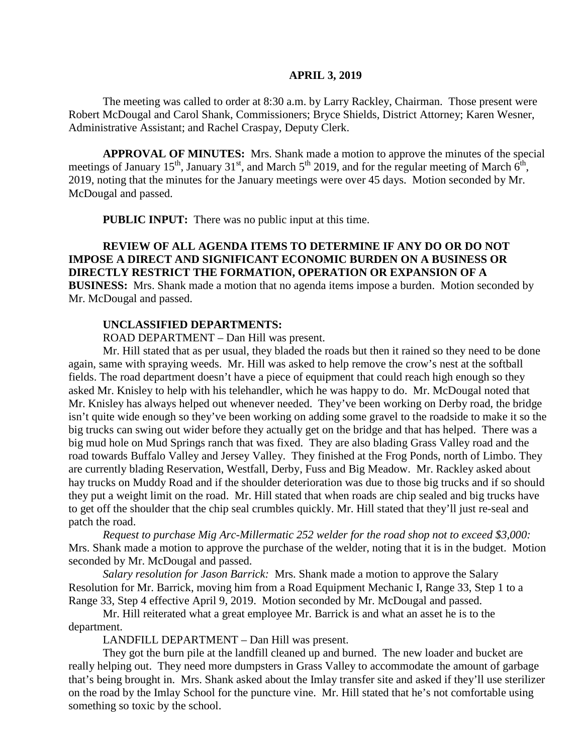**APRIL 3, 2019**

The meeting was called to order at 8:30 a.m. by Larry Rackley, Chairman. Those present were Robert McDougal and Carol Shank, Commissioners; Bryce Shields, District Attorney; Karen Wesner, Administrative Assistant; and Rachel Craspay, Deputy Clerk.

**APPROVAL OF MINUTES:** Mrs. Shank made a motion to approve the minutes of the special meetings of January 15th, January 31st, and March 5th 2019, and for the regular meeting of March 6th, 2019, noting that the minutes for the January meetings were over 45 days. Motion seconded by Mr. McDougal and passed.

**PUBLIC INPUT:** There was no public input at this time.

**REVIEW OF ALL AGENDA ITEMS TO DETERMINE IF ANY DO OR DO NOT IMPOSE A DIRECT AND SIGNIFICANT ECONOMIC BURDEN ON A BUSINESS OR DIRECTLY RESTRICT THE FORMATION, OPERATION OR EXPANSION OF A BUSINESS:** Mrs. Shank made a motion that no agenda items impose a burden. Motion seconded by Mr. McDougal and passed.

**UNCLASSIFIED DEPARTMENTS:**

ROAD DEPARTMENT – Dan Hill was present.

Mr. Hill stated that as per usual, they bladed the roads but then it rained so they need to be done again, same with spraying weeds. Mr. Hill was asked to help remove the crow's nest at the softball fields. The road department doesn't have a piece of equipment that could reach high enough so they asked Mr. Knisley to help with his telehandler, which he was happy to do. Mr. McDougal noted that Mr. Knisley has always helped out whenever needed. They've been working on Derby road, the bridge isn't quite wide enough so they've been working on adding some gravel to the roadside to make it so the big trucks can swing out wider before they actually get on the bridge and that has helped. There was a big mud hole on Mud Springs ranch that was fixed. They are also blading Grass Valley road and the road towards Buffalo Valley and Jersey Valley. They finished at the Frog Ponds, north of Limbo. They are currently blading Reservation, Westfall, Derby, Fuss and Big Meadow. Mr. Rackley asked about hay trucks on Muddy Road and if the shoulder deterioration was due to those big trucks and if so should they put a weight limit on the road. Mr. Hill stated that when roads are chip sealed and big trucks have to get off the shoulder that the chip seal crumbles quickly. Mr. Hill stated that they'll just re-seal and patch the road.

*Request to purchase Mig Arc-Millermatic 252 welder for the road shop not to exceed $3,000:* Mrs. Shank made a motion to approve the purchase of the welder, noting that it is in the budget. Motion seconded by Mr. McDougal and passed.

*Salary resolution for Jason Barrick:* Mrs. Shank made a motion to approve the Salary Resolution for Mr. Barrick, moving him from a Road Equipment Mechanic I, Range 33, Step 1 to a Range 33, Step 4 effective April 9, 2019. Motion seconded by Mr. McDougal and passed.

Mr. Hill reiterated what a great employee Mr. Barrick is and what an asset he is to the department.

LANDFILL DEPARTMENT – Dan Hill was present.

They got the burn pile at the landfill cleaned up and burned. The new loader and bucket are really helping out. They need more dumpsters in Grass Valley to accommodate the amount of garbage that's being brought in. Mrs. Shank asked about the Imlay transfer site and asked if they'll use sterilizer on the road by the Imlay School for the puncture vine. Mr. Hill stated that he's not comfortable using something so toxic by the school.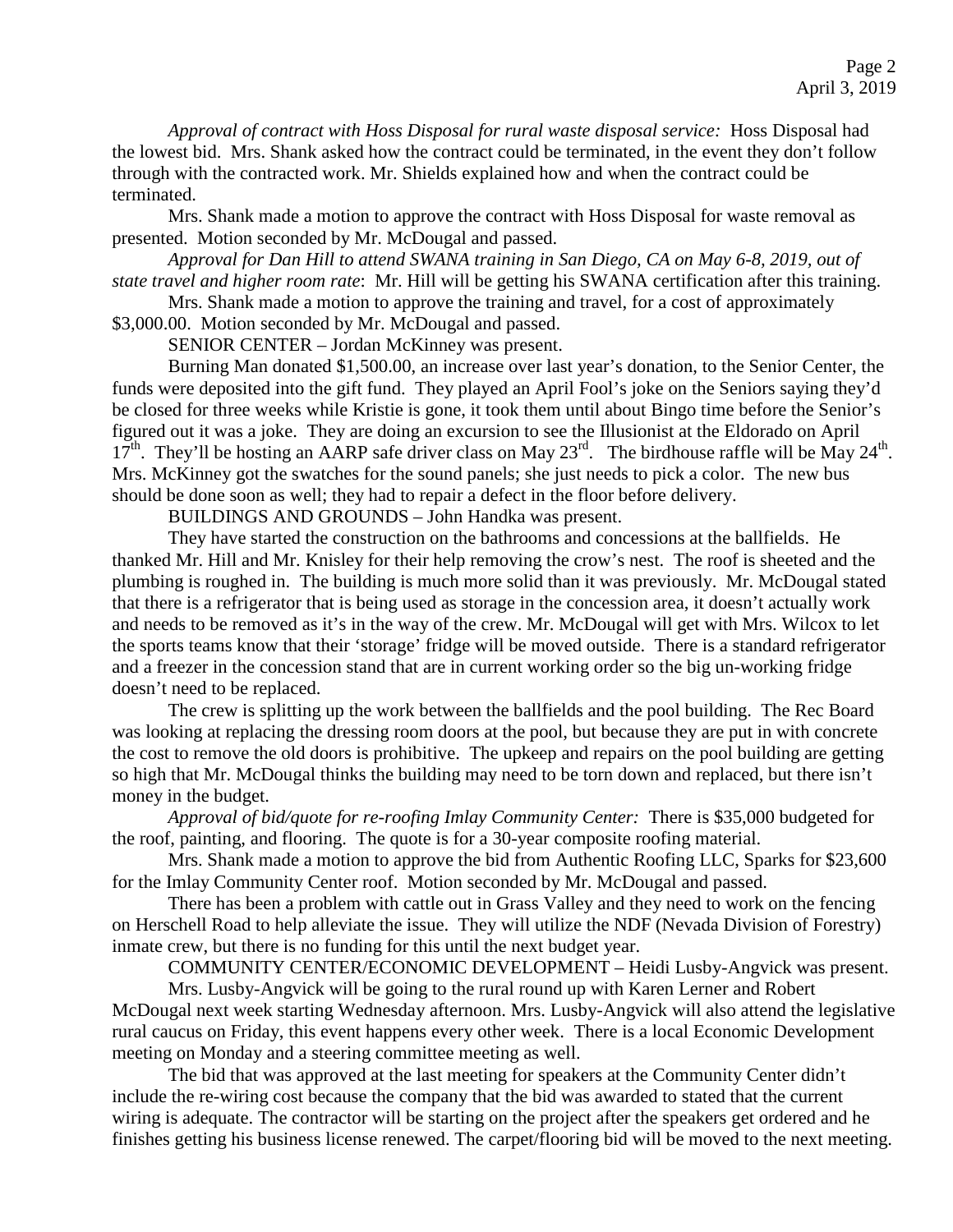*Approval of contract with Hoss Disposal for rural waste disposal service:* Hoss Disposal had the lowest bid. Mrs. Shank asked how the contract could be terminated, in the event they don't follow through with the contracted work. Mr. Shields explained how and when the contract could be terminated.

Mrs. Shank made a motion to approve the contract with Hoss Disposal for waste removal as presented. Motion seconded by Mr. McDougal and passed.

*Approval for Dan Hill to attend SWANA training in San Diego, CA on May 6-8, 2019, out of state travel and higher room rate*: Mr. Hill will be getting his SWANA certification after this training.

Mrs. Shank made a motion to approve the training and travel, for a cost of approximately $3,000.00. Motion seconded by Mr. McDougal and passed.

SENIOR CENTER – Jordan McKinney was present.

Burning Man donated $1,500.00, an increase over last year's donation, to the Senior Center, the funds were deposited into the gift fund. They played an April Fool's joke on the Seniors saying they'd be closed for three weeks while Kristie is gone, it took them until about Bingo time before the Senior's figured out it was a joke. They are doing an excursion to see the Illusionist at the Eldorado on April 17th. They'll be hosting an AARP safe driver class on May 23rd. The birdhouse raffle will be May 24th. Mrs. McKinney got the swatches for the sound panels; she just needs to pick a color. The new bus should be done soon as well; they had to repair a defect in the floor before delivery.

BUILDINGS AND GROUNDS – John Handka was present.

They have started the construction on the bathrooms and concessions at the ballfields. He thanked Mr. Hill and Mr. Knisley for their help removing the crow's nest. The roof is sheeted and the plumbing is roughed in. The building is much more solid than it was previously. Mr. McDougal stated that there is a refrigerator that is being used as storage in the concession area, it doesn't actually work and needs to be removed as it's in the way of the crew. Mr. McDougal will get with Mrs. Wilcox to let the sports teams know that their 'storage' fridge will be moved outside. There is a standard refrigerator and a freezer in the concession stand that are in current working order so the big un-working fridge doesn't need to be replaced.

The crew is splitting up the work between the ballfields and the pool building. The Rec Board was looking at replacing the dressing room doors at the pool, but because they are put in with concrete the cost to remove the old doors is prohibitive. The upkeep and repairs on the pool building are getting so high that Mr. McDougal thinks the building may need to be torn down and replaced, but there isn't money in the budget.

*Approval of bid/quote for re-roofing Imlay Community Center:* There is $35,000 budgeted for the roof, painting, and flooring. The quote is for a 30-year composite roofing material.

Mrs. Shank made a motion to approve the bid from Authentic Roofing LLC, Sparks for $23,600 for the Imlay Community Center roof. Motion seconded by Mr. McDougal and passed.

There has been a problem with cattle out in Grass Valley and they need to work on the fencing on Herschell Road to help alleviate the issue. They will utilize the NDF (Nevada Division of Forestry) inmate crew, but there is no funding for this until the next budget year.

COMMUNITY CENTER/ECONOMIC DEVELOPMENT – Heidi Lusby-Angvick was present.

Mrs. Lusby-Angvick will be going to the rural round up with Karen Lerner and Robert McDougal next week starting Wednesday afternoon. Mrs. Lusby-Angvick will also attend the legislative rural caucus on Friday, this event happens every other week. There is a local Economic Development meeting on Monday and a steering committee meeting as well.

The bid that was approved at the last meeting for speakers at the Community Center didn't include the re-wiring cost because the company that the bid was awarded to stated that the current wiring is adequate. The contractor will be starting on the project after the speakers get ordered and he finishes getting his business license renewed. The carpet/flooring bid will be moved to the next meeting.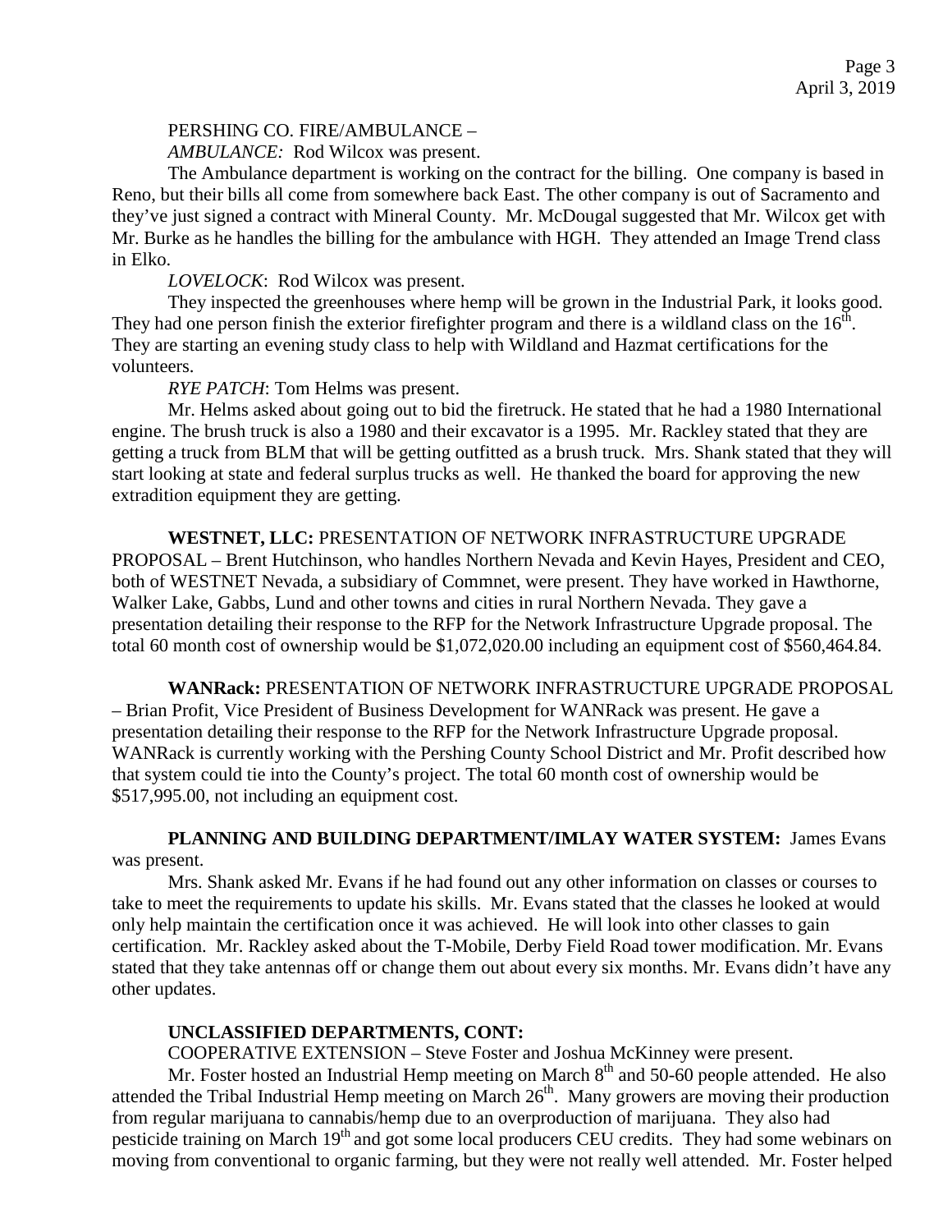PERSHING CO. FIRE/AMBULANCE –

*AMBULANCE:* Rod Wilcox was present.

The Ambulance department is working on the contract for the billing. One company is based in Reno, but their bills all come from somewhere back East. The other company is out of Sacramento and they've just signed a contract with Mineral County. Mr. McDougal suggested that Mr. Wilcox get with Mr. Burke as he handles the billing for the ambulance with HGH. They attended an Image Trend class in Elko.

*LOVELOCK*: Rod Wilcox was present.

They inspected the greenhouses where hemp will be grown in the Industrial Park, it looks good. They had one person finish the exterior firefighter program and there is a wildland class on the 16th. They are starting an evening study class to help with Wildland and Hazmat certifications for the volunteers.

*RYE PATCH*: Tom Helms was present.

Mr. Helms asked about going out to bid the firetruck. He stated that he had a 1980 International engine. The brush truck is also a 1980 and their excavator is a 1995. Mr. Rackley stated that they are getting a truck from BLM that will be getting outfitted as a brush truck. Mrs. Shank stated that they will start looking at state and federal surplus trucks as well. He thanked the board for approving the new extradition equipment they are getting.

**WESTNET, LLC:** PRESENTATION OF NETWORK INFRASTRUCTURE UPGRADE PROPOSAL – Brent Hutchinson, who handles Northern Nevada and Kevin Hayes, President and CEO, both of WESTNET Nevada, a subsidiary of Commnet, were present. They have worked in Hawthorne, Walker Lake, Gabbs, Lund and other towns and cities in rural Northern Nevada. They gave a presentation detailing their response to the RFP for the Network Infrastructure Upgrade proposal. The total 60 month cost of ownership would be $1,072,020.00 including an equipment cost of $560,464.84.

**WANRack:** PRESENTATION OF NETWORK INFRASTRUCTURE UPGRADE PROPOSAL – Brian Profit, Vice President of Business Development for WANRack was present. He gave a presentation detailing their response to the RFP for the Network Infrastructure Upgrade proposal. WANRack is currently working with the Pershing County School District and Mr. Profit described how that system could tie into the County's project. The total 60 month cost of ownership would be $517,995.00, not including an equipment cost.

**PLANNING AND BUILDING DEPARTMENT/IMLAY WATER SYSTEM:** James Evans was present.

Mrs. Shank asked Mr. Evans if he had found out any other information on classes or courses to take to meet the requirements to update his skills. Mr. Evans stated that the classes he looked at would only help maintain the certification once it was achieved. He will look into other classes to gain certification. Mr. Rackley asked about the T-Mobile, Derby Field Road tower modification. Mr. Evans stated that they take antennas off or change them out about every six months. Mr. Evans didn't have any other updates.

**UNCLASSIFIED DEPARTMENTS, CONT:**

COOPERATIVE EXTENSION – Steve Foster and Joshua McKinney were present.

Mr. Foster hosted an Industrial Hemp meeting on March 8th and 50-60 people attended. He also attended the Tribal Industrial Hemp meeting on March 26th. Many growers are moving their production from regular marijuana to cannabis/hemp due to an overproduction of marijuana. They also had pesticide training on March 19th and got some local producers CEU credits. They had some webinars on moving from conventional to organic farming, but they were not really well attended. Mr. Foster helped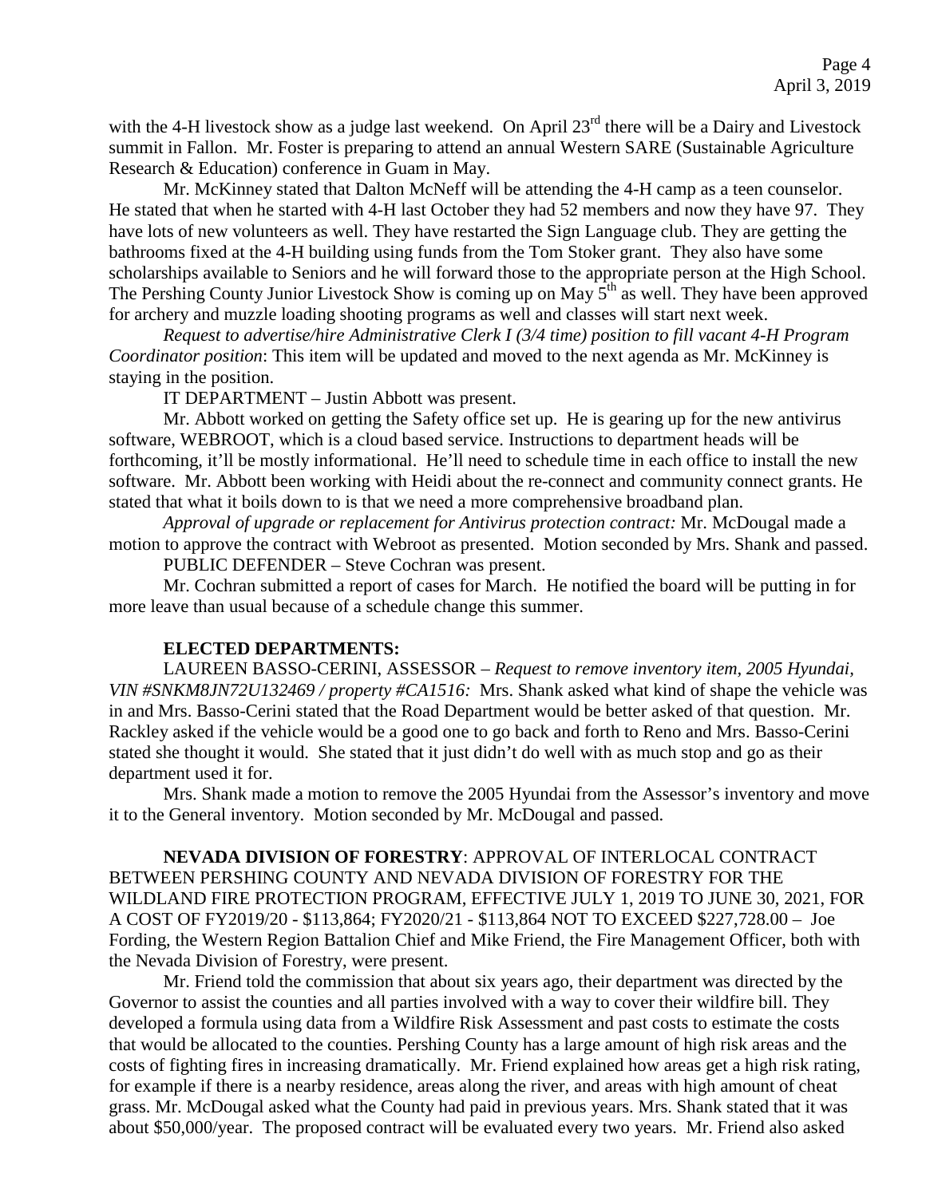with the 4-H livestock show as a judge last weekend. On April 23rd there will be a Dairy and Livestock summit in Fallon. Mr. Foster is preparing to attend an annual Western SARE (Sustainable Agriculture Research & Education) conference in Guam in May.

Mr. McKinney stated that Dalton McNeff will be attending the 4-H camp as a teen counselor. He stated that when he started with 4-H last October they had 52 members and now they have 97. They have lots of new volunteers as well. They have restarted the Sign Language club. They are getting the bathrooms fixed at the 4-H building using funds from the Tom Stoker grant. They also have some scholarships available to Seniors and he will forward those to the appropriate person at the High School. The Pershing County Junior Livestock Show is coming up on May 5th as well. They have been approved for archery and muzzle loading shooting programs as well and classes will start next week.

*Request to advertise/hire Administrative Clerk I (3/4 time) position to fill vacant 4-H Program Coordinator position*: This item will be updated and moved to the next agenda as Mr. McKinney is staying in the position.

IT DEPARTMENT – Justin Abbott was present.

Mr. Abbott worked on getting the Safety office set up. He is gearing up for the new antivirus software, WEBROOT, which is a cloud based service. Instructions to department heads will be forthcoming, it'll be mostly informational. He'll need to schedule time in each office to install the new software. Mr. Abbott been working with Heidi about the re-connect and community connect grants. He stated that what it boils down to is that we need a more comprehensive broadband plan.

*Approval of upgrade or replacement for Antivirus protection contract:* Mr. McDougal made a motion to approve the contract with Webroot as presented. Motion seconded by Mrs. Shank and passed.

PUBLIC DEFENDER – Steve Cochran was present.

Mr. Cochran submitted a report of cases for March. He notified the board will be putting in for more leave than usual because of a schedule change this summer.

**ELECTED DEPARTMENTS:**

LAUREEN BASSO-CERINI, ASSESSOR – *Request to remove inventory item, 2005 Hyundai, VIN #SNKM8JN72U132469 / property #CA1516:* Mrs. Shank asked what kind of shape the vehicle was in and Mrs. Basso-Cerini stated that the Road Department would be better asked of that question. Mr. Rackley asked if the vehicle would be a good one to go back and forth to Reno and Mrs. Basso-Cerini stated she thought it would. She stated that it just didn't do well with as much stop and go as their department used it for.

Mrs. Shank made a motion to remove the 2005 Hyundai from the Assessor's inventory and move it to the General inventory. Motion seconded by Mr. McDougal and passed.

**NEVADA DIVISION OF FORESTRY**: APPROVAL OF INTERLOCAL CONTRACT BETWEEN PERSHING COUNTY AND NEVADA DIVISION OF FORESTRY FOR THE WILDLAND FIRE PROTECTION PROGRAM, EFFECTIVE JULY 1, 2019 TO JUNE 30, 2021, FOR A COST OF FY2019/20 - $113,864; FY2020/21 - $113,864 NOT TO EXCEED $227,728.00 – Joe Fording, the Western Region Battalion Chief and Mike Friend, the Fire Management Officer, both with the Nevada Division of Forestry, were present.

Mr. Friend told the commission that about six years ago, their department was directed by the Governor to assist the counties and all parties involved with a way to cover their wildfire bill. They developed a formula using data from a Wildfire Risk Assessment and past costs to estimate the costs that would be allocated to the counties. Pershing County has a large amount of high risk areas and the costs of fighting fires in increasing dramatically. Mr. Friend explained how areas get a high risk rating, for example if there is a nearby residence, areas along the river, and areas with high amount of cheat grass. Mr. McDougal asked what the County had paid in previous years. Mrs. Shank stated that it was about $50,000/year. The proposed contract will be evaluated every two years. Mr. Friend also asked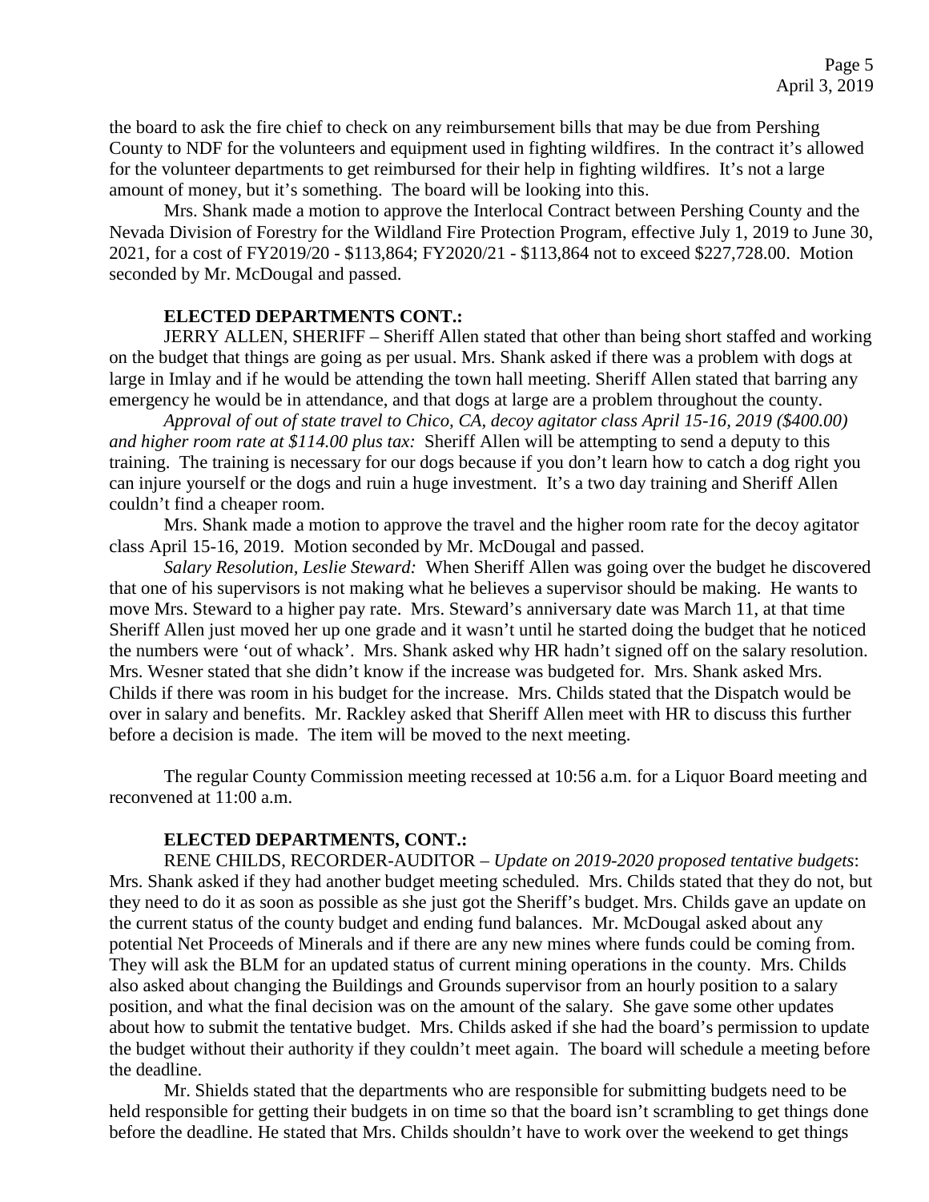the board to ask the fire chief to check on any reimbursement bills that may be due from Pershing County to NDF for the volunteers and equipment used in fighting wildfires. In the contract it's allowed for the volunteer departments to get reimbursed for their help in fighting wildfires. It's not a large amount of money, but it's something. The board will be looking into this.

Mrs. Shank made a motion to approve the Interlocal Contract between Pershing County and the Nevada Division of Forestry for the Wildland Fire Protection Program, effective July 1, 2019 to June 30, 2021, for a cost of FY2019/20 - $113,864; FY2020/21 - $113,864 not to exceed $227,728.00. Motion seconded by Mr. McDougal and passed.

**ELECTED DEPARTMENTS CONT.:**

JERRY ALLEN, SHERIFF – Sheriff Allen stated that other than being short staffed and working on the budget that things are going as per usual. Mrs. Shank asked if there was a problem with dogs at large in Imlay and if he would be attending the town hall meeting. Sheriff Allen stated that barring any emergency he would be in attendance, and that dogs at large are a problem throughout the county.

*Approval of out of state travel to Chico, CA, decoy agitator class April 15-16, 2019 ($400.00) and higher room rate at $114.00 plus tax:* Sheriff Allen will be attempting to send a deputy to this training. The training is necessary for our dogs because if you don't learn how to catch a dog right you can injure yourself or the dogs and ruin a huge investment. It's a two day training and Sheriff Allen couldn't find a cheaper room.

Mrs. Shank made a motion to approve the travel and the higher room rate for the decoy agitator class April 15-16, 2019. Motion seconded by Mr. McDougal and passed.

*Salary Resolution, Leslie Steward:* When Sheriff Allen was going over the budget he discovered that one of his supervisors is not making what he believes a supervisor should be making. He wants to move Mrs. Steward to a higher pay rate. Mrs. Steward's anniversary date was March 11, at that time Sheriff Allen just moved her up one grade and it wasn't until he started doing the budget that he noticed the numbers were 'out of whack'. Mrs. Shank asked why HR hadn't signed off on the salary resolution. Mrs. Wesner stated that she didn't know if the increase was budgeted for. Mrs. Shank asked Mrs. Childs if there was room in his budget for the increase. Mrs. Childs stated that the Dispatch would be over in salary and benefits. Mr. Rackley asked that Sheriff Allen meet with HR to discuss this further before a decision is made. The item will be moved to the next meeting.

The regular County Commission meeting recessed at 10:56 a.m. for a Liquor Board meeting and reconvened at 11:00 a.m.

**ELECTED DEPARTMENTS, CONT.:**

RENE CHILDS, RECORDER-AUDITOR – *Update on 2019-2020 proposed tentative budgets*: Mrs. Shank asked if they had another budget meeting scheduled. Mrs. Childs stated that they do not, but they need to do it as soon as possible as she just got the Sheriff's budget. Mrs. Childs gave an update on the current status of the county budget and ending fund balances. Mr. McDougal asked about any potential Net Proceeds of Minerals and if there are any new mines where funds could be coming from. They will ask the BLM for an updated status of current mining operations in the county. Mrs. Childs also asked about changing the Buildings and Grounds supervisor from an hourly position to a salary position, and what the final decision was on the amount of the salary. She gave some other updates about how to submit the tentative budget. Mrs. Childs asked if she had the board's permission to update the budget without their authority if they couldn't meet again. The board will schedule a meeting before the deadline.

Mr. Shields stated that the departments who are responsible for submitting budgets need to be held responsible for getting their budgets in on time so that the board isn't scrambling to get things done before the deadline. He stated that Mrs. Childs shouldn't have to work over the weekend to get things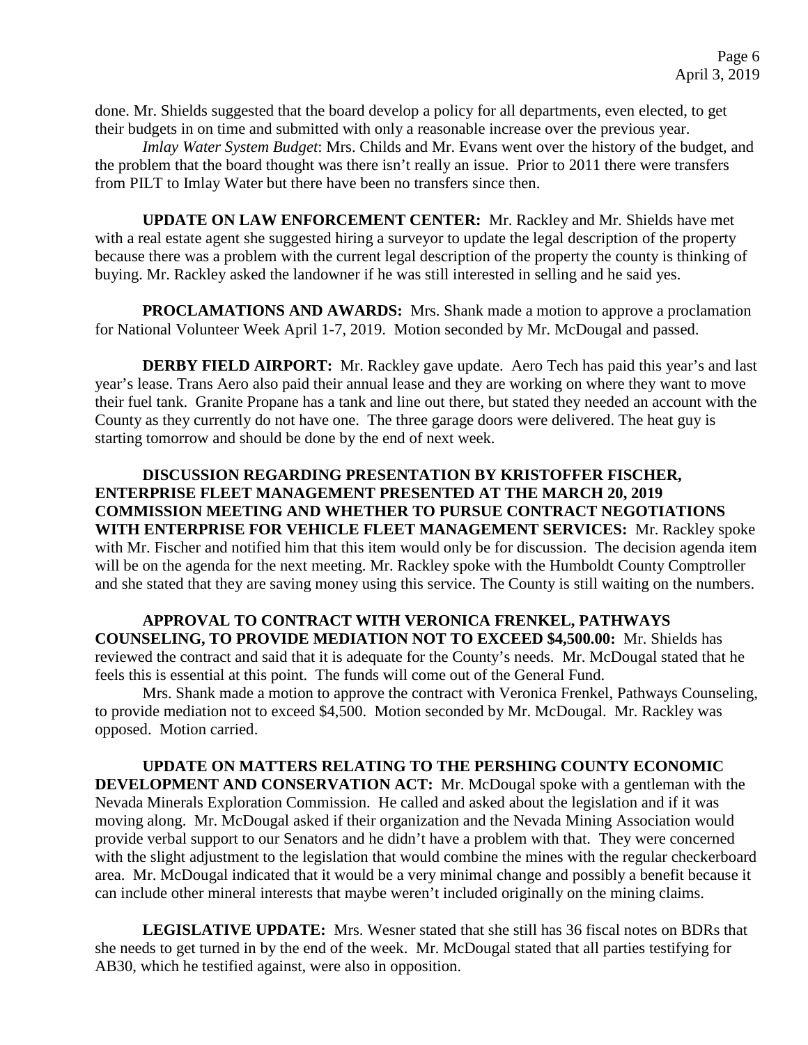done. Mr. Shields suggested that the board develop a policy for all departments, even elected, to get their budgets in on time and submitted with only a reasonable increase over the previous year.

*Imlay Water System Budget*: Mrs. Childs and Mr. Evans went over the history of the budget, and the problem that the board thought was there isn't really an issue. Prior to 2011 there were transfers from PILT to Imlay Water but there have been no transfers since then.

**UPDATE ON LAW ENFORCEMENT CENTER:** Mr. Rackley and Mr. Shields have met with a real estate agent she suggested hiring a surveyor to update the legal description of the property because there was a problem with the current legal description of the property the county is thinking of buying. Mr. Rackley asked the landowner if he was still interested in selling and he said yes.

**PROCLAMATIONS AND AWARDS:** Mrs. Shank made a motion to approve a proclamation for National Volunteer Week April 1-7, 2019. Motion seconded by Mr. McDougal and passed.

**DERBY FIELD AIRPORT:** Mr. Rackley gave update. Aero Tech has paid this year's and last year's lease. Trans Aero also paid their annual lease and they are working on where they want to move their fuel tank. Granite Propane has a tank and line out there, but stated they needed an account with the County as they currently do not have one. The three garage doors were delivered. The heat guy is starting tomorrow and should be done by the end of next week.

**DISCUSSION REGARDING PRESENTATION BY KRISTOFFER FISCHER, ENTERPRISE FLEET MANAGEMENT PRESENTED AT THE MARCH 20, 2019 COMMISSION MEETING AND WHETHER TO PURSUE CONTRACT NEGOTIATIONS WITH ENTERPRISE FOR VEHICLE FLEET MANAGEMENT SERVICES:** Mr. Rackley spoke with Mr. Fischer and notified him that this item would only be for discussion. The decision agenda item will be on the agenda for the next meeting. Mr. Rackley spoke with the Humboldt County Comptroller and she stated that they are saving money using this service. The County is still waiting on the numbers.

**APPROVAL TO CONTRACT WITH VERONICA FRENKEL, PATHWAYS COUNSELING, TO PROVIDE MEDIATION NOT TO EXCEED $4,500.00:** Mr. Shields has reviewed the contract and said that it is adequate for the County's needs. Mr. McDougal stated that he feels this is essential at this point. The funds will come out of the General Fund.

Mrs. Shank made a motion to approve the contract with Veronica Frenkel, Pathways Counseling, to provide mediation not to exceed $4,500. Motion seconded by Mr. McDougal. Mr. Rackley was opposed. Motion carried.

**UPDATE ON MATTERS RELATING TO THE PERSHING COUNTY ECONOMIC DEVELOPMENT AND CONSERVATION ACT:** Mr. McDougal spoke with a gentleman with the Nevada Minerals Exploration Commission. He called and asked about the legislation and if it was moving along. Mr. McDougal asked if their organization and the Nevada Mining Association would provide verbal support to our Senators and he didn't have a problem with that. They were concerned with the slight adjustment to the legislation that would combine the mines with the regular checkerboard area. Mr. McDougal indicated that it would be a very minimal change and possibly a benefit because it can include other mineral interests that maybe weren't included originally on the mining claims.

**LEGISLATIVE UPDATE:** Mrs. Wesner stated that she still has 36 fiscal notes on BDRs that she needs to get turned in by the end of the week. Mr. McDougal stated that all parties testifying for AB30, which he testified against, were also in opposition.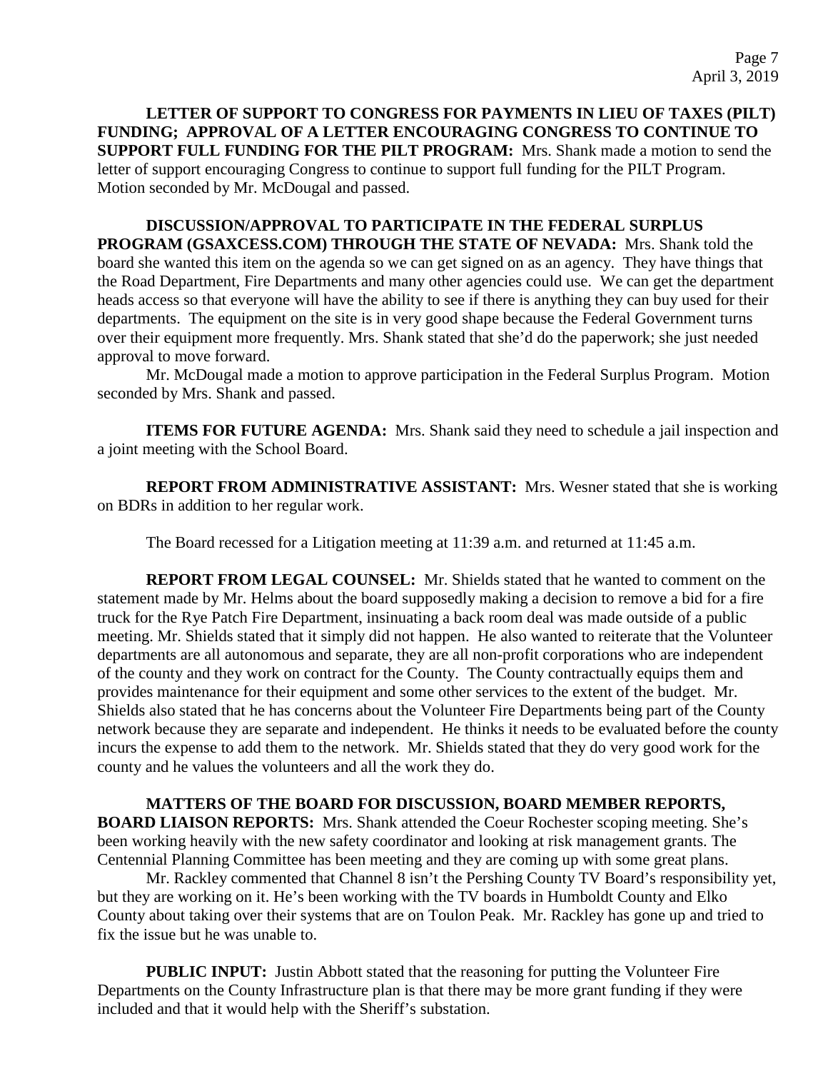**LETTER OF SUPPORT TO CONGRESS FOR PAYMENTS IN LIEU OF TAXES (PILT) FUNDING; APPROVAL OF A LETTER ENCOURAGING CONGRESS TO CONTINUE TO SUPPORT FULL FUNDING FOR THE PILT PROGRAM:** Mrs. Shank made a motion to send the letter of support encouraging Congress to continue to support full funding for the PILT Program. Motion seconded by Mr. McDougal and passed.

**DISCUSSION/APPROVAL TO PARTICIPATE IN THE FEDERAL SURPLUS PROGRAM (GSAXCESS.COM) THROUGH THE STATE OF NEVADA:** Mrs. Shank told the board she wanted this item on the agenda so we can get signed on as an agency. They have things that the Road Department, Fire Departments and many other agencies could use. We can get the department heads access so that everyone will have the ability to see if there is anything they can buy used for their departments. The equipment on the site is in very good shape because the Federal Government turns over their equipment more frequently. Mrs. Shank stated that she'd do the paperwork; she just needed approval to move forward.

Mr. McDougal made a motion to approve participation in the Federal Surplus Program. Motion seconded by Mrs. Shank and passed.

**ITEMS FOR FUTURE AGENDA:** Mrs. Shank said they need to schedule a jail inspection and a joint meeting with the School Board.

**REPORT FROM ADMINISTRATIVE ASSISTANT:** Mrs. Wesner stated that she is working on BDRs in addition to her regular work.

The Board recessed for a Litigation meeting at 11:39 a.m. and returned at 11:45 a.m.

**REPORT FROM LEGAL COUNSEL:** Mr. Shields stated that he wanted to comment on the statement made by Mr. Helms about the board supposedly making a decision to remove a bid for a fire truck for the Rye Patch Fire Department, insinuating a back room deal was made outside of a public meeting. Mr. Shields stated that it simply did not happen. He also wanted to reiterate that the Volunteer departments are all autonomous and separate, they are all non-profit corporations who are independent of the county and they work on contract for the County. The County contractually equips them and provides maintenance for their equipment and some other services to the extent of the budget. Mr. Shields also stated that he has concerns about the Volunteer Fire Departments being part of the County network because they are separate and independent. He thinks it needs to be evaluated before the county incurs the expense to add them to the network. Mr. Shields stated that they do very good work for the county and he values the volunteers and all the work they do.

**MATTERS OF THE BOARD FOR DISCUSSION, BOARD MEMBER REPORTS, BOARD LIAISON REPORTS:** Mrs. Shank attended the Coeur Rochester scoping meeting. She's been working heavily with the new safety coordinator and looking at risk management grants. The Centennial Planning Committee has been meeting and they are coming up with some great plans.

Mr. Rackley commented that Channel 8 isn't the Pershing County TV Board's responsibility yet, but they are working on it. He's been working with the TV boards in Humboldt County and Elko County about taking over their systems that are on Toulon Peak. Mr. Rackley has gone up and tried to fix the issue but he was unable to.

**PUBLIC INPUT:** Justin Abbott stated that the reasoning for putting the Volunteer Fire Departments on the County Infrastructure plan is that there may be more grant funding if they were included and that it would help with the Sheriff's substation.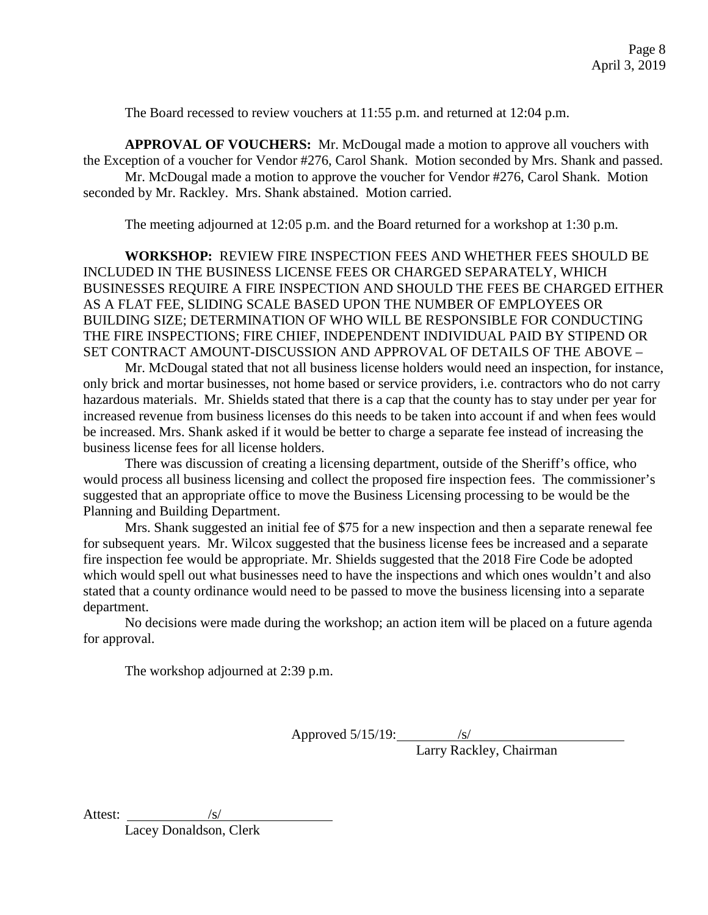The Board recessed to review vouchers at 11:55 p.m. and returned at 12:04 p.m.

**APPROVAL OF VOUCHERS:** Mr. McDougal made a motion to approve all vouchers with the Exception of a voucher for Vendor #276, Carol Shank. Motion seconded by Mrs. Shank and passed.

Mr. McDougal made a motion to approve the voucher for Vendor #276, Carol Shank. Motion seconded by Mr. Rackley. Mrs. Shank abstained. Motion carried.

The meeting adjourned at 12:05 p.m. and the Board returned for a workshop at 1:30 p.m.

**WORKSHOP:** REVIEW FIRE INSPECTION FEES AND WHETHER FEES SHOULD BE INCLUDED IN THE BUSINESS LICENSE FEES OR CHARGED SEPARATELY, WHICH BUSINESSES REQUIRE A FIRE INSPECTION AND SHOULD THE FEES BE CHARGED EITHER AS A FLAT FEE, SLIDING SCALE BASED UPON THE NUMBER OF EMPLOYEES OR BUILDING SIZE; DETERMINATION OF WHO WILL BE RESPONSIBLE FOR CONDUCTING THE FIRE INSPECTIONS; FIRE CHIEF, INDEPENDENT INDIVIDUAL PAID BY STIPEND OR SET CONTRACT AMOUNT-DISCUSSION AND APPROVAL OF DETAILS OF THE ABOVE –

Mr. McDougal stated that not all business license holders would need an inspection, for instance, only brick and mortar businesses, not home based or service providers, i.e. contractors who do not carry hazardous materials. Mr. Shields stated that there is a cap that the county has to stay under per year for increased revenue from business licenses do this needs to be taken into account if and when fees would be increased. Mrs. Shank asked if it would be better to charge a separate fee instead of increasing the business license fees for all license holders.

There was discussion of creating a licensing department, outside of the Sheriff's office, who would process all business licensing and collect the proposed fire inspection fees. The commissioner's suggested that an appropriate office to move the Business Licensing processing to be would be the Planning and Building Department.

Mrs. Shank suggested an initial fee of $75 for a new inspection and then a separate renewal fee for subsequent years. Mr. Wilcox suggested that the business license fees be increased and a separate fire inspection fee would be appropriate. Mr. Shields suggested that the 2018 Fire Code be adopted which would spell out what businesses need to have the inspections and which ones wouldn't and also stated that a county ordinance would need to be passed to move the business licensing into a separate department.

No decisions were made during the workshop; an action item will be placed on a future agenda for approval.

The workshop adjourned at 2:39 p.m.

Approved 5/15/19: /s/
Larry Rackley, Chairman

Attest: /s/
Lacey Donaldson, Clerk